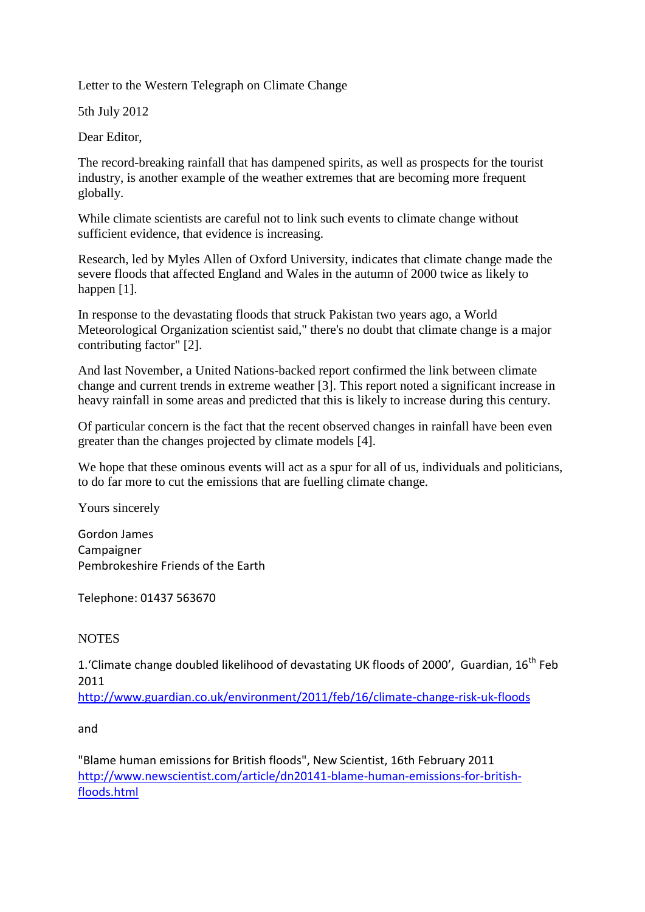Letter to the Western Telegraph on Climate Change

5th July 2012

Dear Editor,

The record-breaking rainfall that has dampened spirits, as well as prospects for the tourist industry, is another example of the weather extremes that are becoming more frequent globally.

While climate scientists are careful not to link such events to climate change without sufficient evidence, that evidence is increasing.

Research, led by Myles Allen of Oxford University, indicates that climate change made the severe floods that affected England and Wales in the autumn of 2000 twice as likely to happen [1].

In response to the devastating floods that struck Pakistan two years ago, a World Meteorological Organization scientist said," there's no doubt that climate change is a major contributing factor" [2].

And last November, a United Nations-backed report confirmed the link between climate change and current trends in extreme weather [3]. This report noted a significant increase in heavy rainfall in some areas and predicted that this is likely to increase during this century.

Of particular concern is the fact that the recent observed changes in rainfall have been even greater than the changes projected by climate models [4].

We hope that these ominous events will act as a spur for all of us, individuals and politicians, to do far more to cut the emissions that are fuelling climate change.

Yours sincerely

Gordon James
Campaigner
Pembrokeshire Friends of the Earth

Telephone: 01437 563670

NOTES

1.'Climate change doubled likelihood of devastating UK floods of 2000', Guardian, 16th Feb 2011
http://www.guardian.co.uk/environment/2011/feb/16/climate-change-risk-uk-floods

and

"Blame human emissions for British floods", New Scientist, 16th February 2011
http://www.newscientist.com/article/dn20141-blame-human-emissions-for-british-floods.html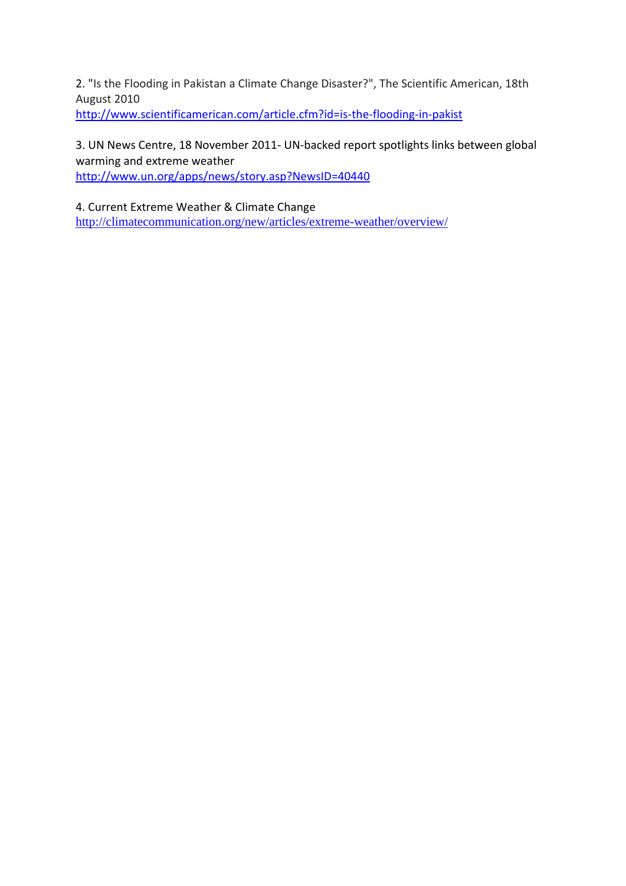2. "Is the Flooding in Pakistan a Climate Change Disaster?", The Scientific American, 18th August 2010
http://www.scientificamerican.com/article.cfm?id=is-the-flooding-in-pakist

3. UN News Centre, 18 November 2011- UN-backed report spotlights links between global warming and extreme weather
http://www.un.org/apps/news/story.asp?NewsID=40440

4. Current Extreme Weather & Climate Change
http://climatecommunication.org/new/articles/extreme-weather/overview/